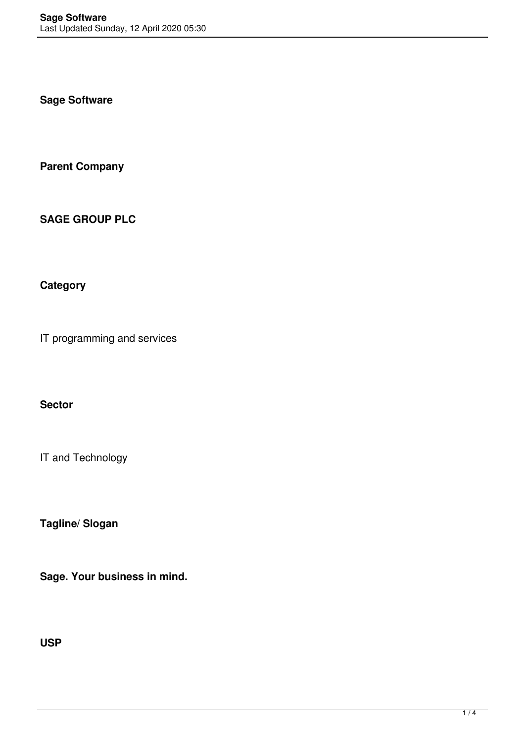**Sage Software**

**Parent Company**

**SAGE GROUP PLC**

**Category**

IT programming and services

**Sector**

IT and Technology

**Tagline/ Slogan**

**Sage. Your business in mind.**

**USP**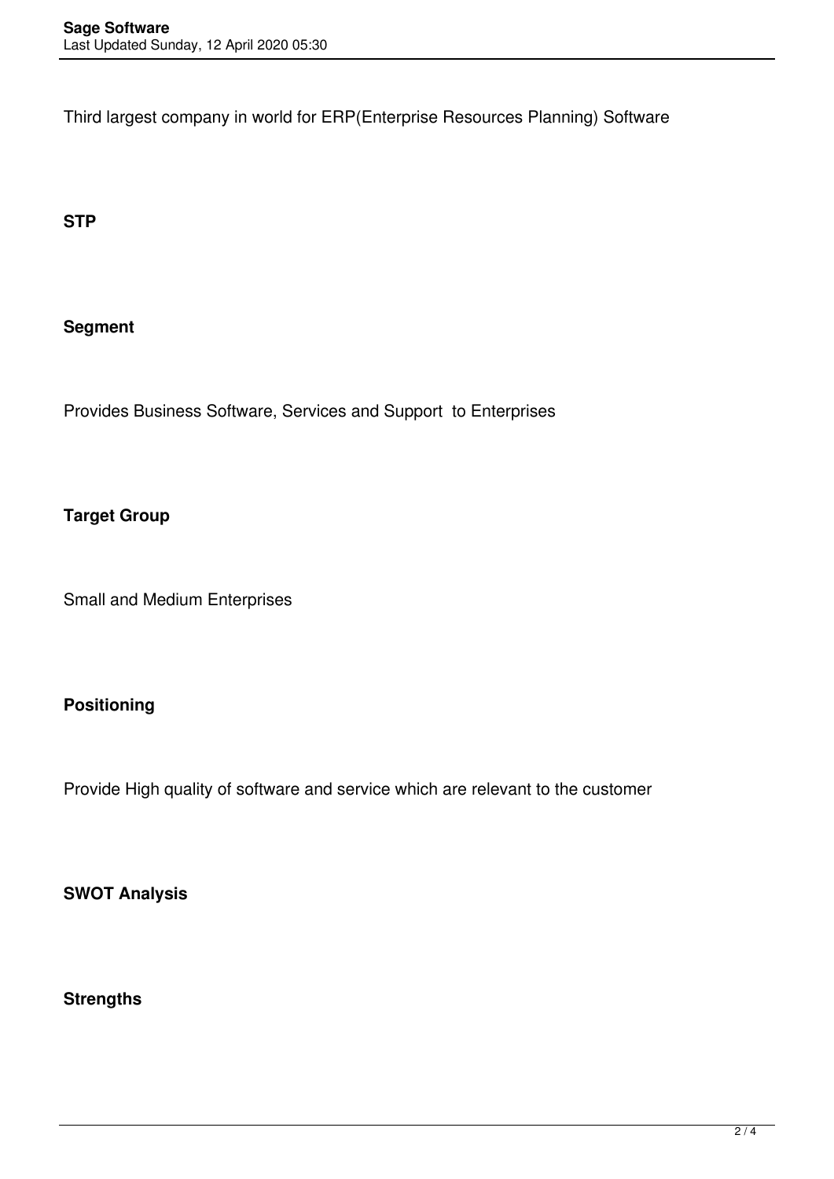Third largest company in world for ERP(Enterprise Resources Planning) Software

**STP**

**Segment**

Provides Business Software, Services and Support to Enterprises

**Target Group**

Small and Medium Enterprises

**Positioning**

Provide High quality of software and service which are relevant to the customer

**SWOT Analysis**

**Strengths**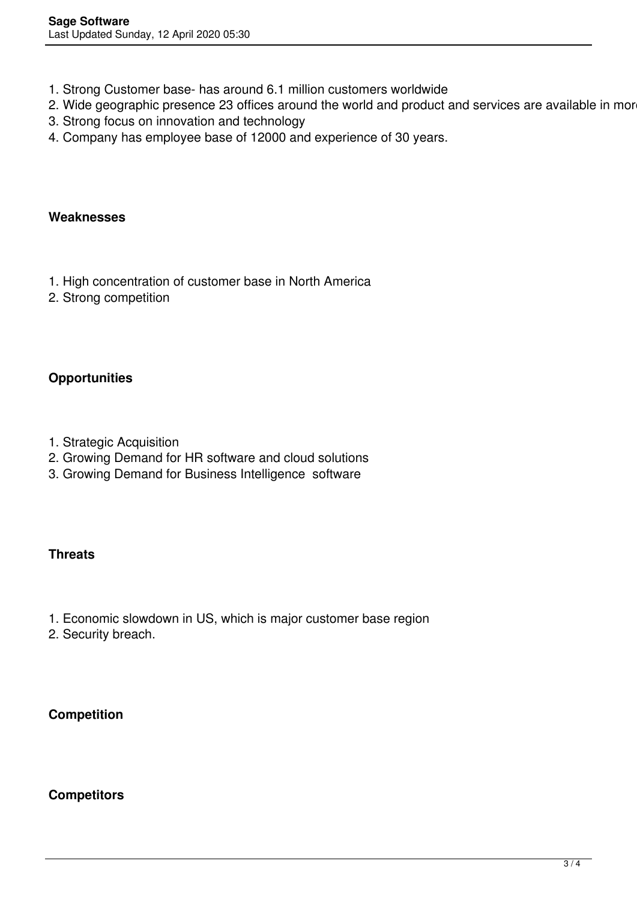1. Strong Customer base- has around 6.1 million customers worldwide
2. Wide geographic presence 23 offices around the world and product and services are available in more
3. Strong focus on innovation and technology
4. Company has employee base of 12000 and experience of 30 years.

**Weaknesses**

1. High concentration of customer base in North America
2. Strong competition

**Opportunities**

1. Strategic Acquisition
2. Growing Demand for HR software and cloud solutions
3. Growing Demand for Business Intelligence software

**Threats**

1. Economic slowdown in US, which is major customer base region
2. Security breach.

**Competition**

**Competitors**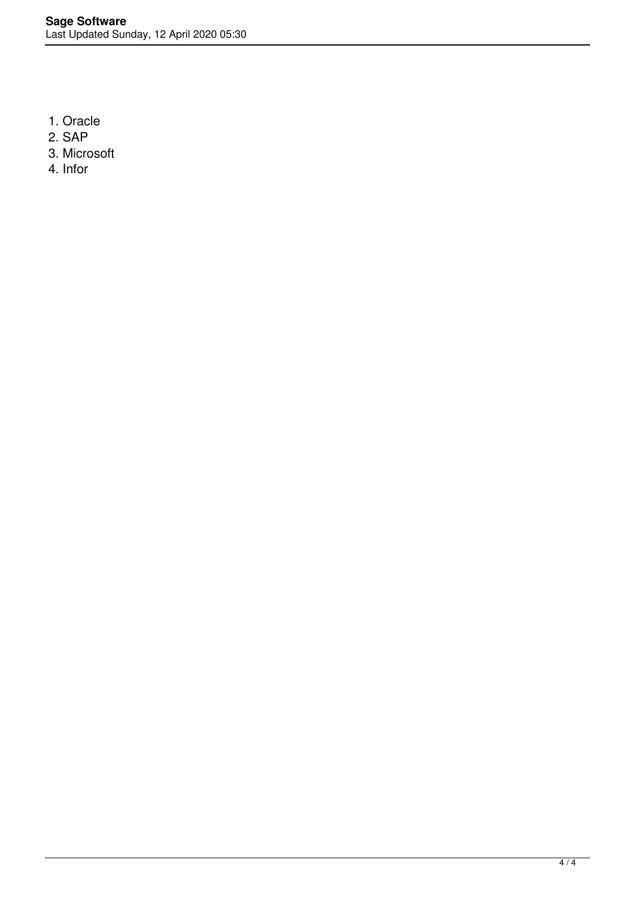1. Oracle
2. SAP
3. Microsoft
4. Infor